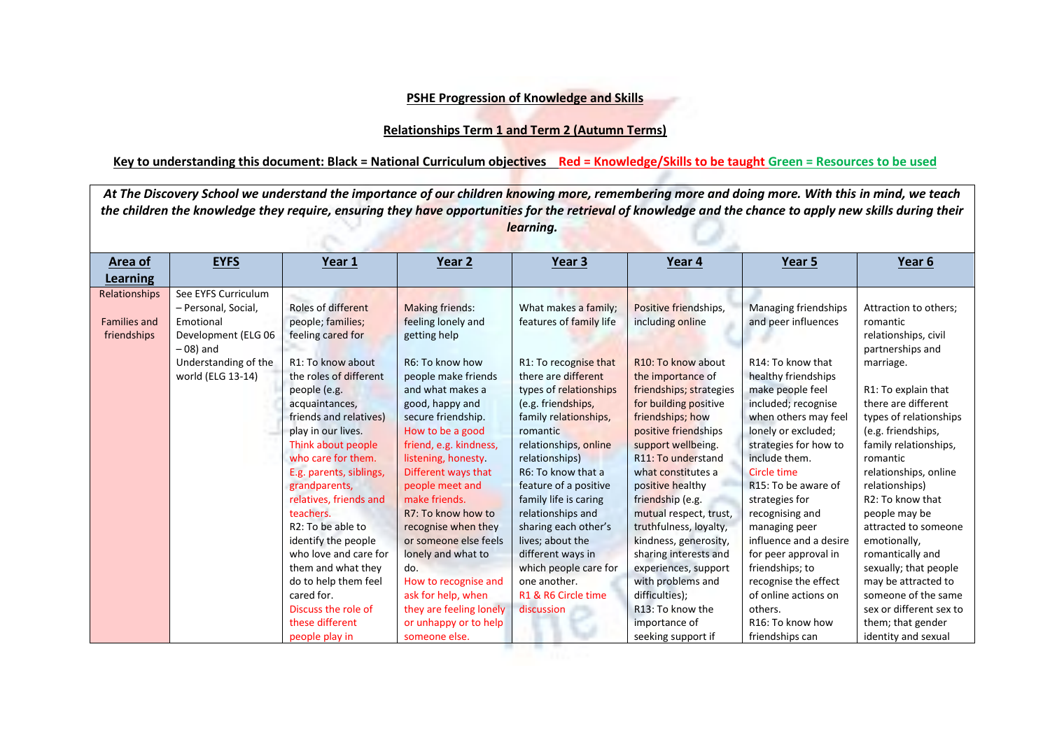**PSHE Progression of Knowledge and Skills**

**Relationships Term 1 and Term 2 (Autumn Terms)**

**Key to understanding this document: Black = National Curriculum objectives Red = Knowledge/Skills to be taught Green = Resources to be used**

***At The Discovery School we understand the importance of our children knowing more, remembering more and doing more. With this in mind, we teach the children the knowledge they require, ensuring they have opportunities for the retrieval of knowledge and the chance to apply new skills during their learning.***

| **Area of Learning** | **EYFS** | **Year 1** | **Year 2** | **Year 3** | **Year 4** | **Year 5** | **Year 6** |
|---|---|---|---|---|---|---|---|
| Relationships<br><br>Families and friendships | See EYFS Curriculum – Personal, Social, Emotional Development (ELG 06 – 08) and Understanding of the world (ELG 13-14) | Roles of different people; families; feeling cared for<br><br>R1: To know about the roles of different people (e.g. acquaintances, friends and relatives) play in our lives.<br>Think about people who care for them. E.g. parents, siblings, grandparents, relatives, friends and teachers.<br>R2: To be able to identify the people who love and care for them and what they do to help them feel cared for.<br>Discuss the role of these different people play in | Making friends: feeling lonely and getting help<br><br>R6: To know how people make friends and what makes a good, happy and secure friendship.<br>How to be a good friend, e.g. kindness, listening, honesty.<br>Different ways that people meet and make friends.<br>R7: To know how to recognise when they or someone else feels lonely and what to do.<br>How to recognise and ask for help, when they are feeling lonely or unhappy or to help someone else. | What makes a family; features of family life<br><br>R1: To recognise that there are different types of relationships (e.g. friendships, family relationships, romantic relationships, online relationships)<br>R6: To know that a feature of a positive family life is caring relationships and sharing each other's lives; about the different ways in which people care for one another.<br>R1 & R6 Circle time discussion | Positive friendships, including online<br><br>R10: To know about the importance of friendships; strategies for building positive friendships; how positive friendships support wellbeing.<br>R11: To understand what constitutes a positive healthy friendship (e.g. mutual respect, trust, truthfulness, loyalty, kindness, generosity, sharing interests and experiences, support with problems and difficulties);<br>R13: To know the importance of seeking support if | Managing friendships and peer influences<br><br>R14: To know that healthy friendships make people feel included; recognise when others may feel lonely or excluded; strategies for how to include them.<br>Circle time<br>R15: To be aware of strategies for recognising and managing peer influence and a desire for peer approval in friendships; to recognise the effect of online actions on others.<br>R16: To know how friendships can | Attraction to others; romantic relationships, civil partnerships and marriage.<br><br>R1: To explain that there are different types of relationships (e.g. friendships, family relationships, romantic relationships, online relationships)<br>R2: To know that people may be attracted to someone emotionally, romantically and sexually; that people may be attracted to someone of the same sex or different sex to them; that gender identity and sexual |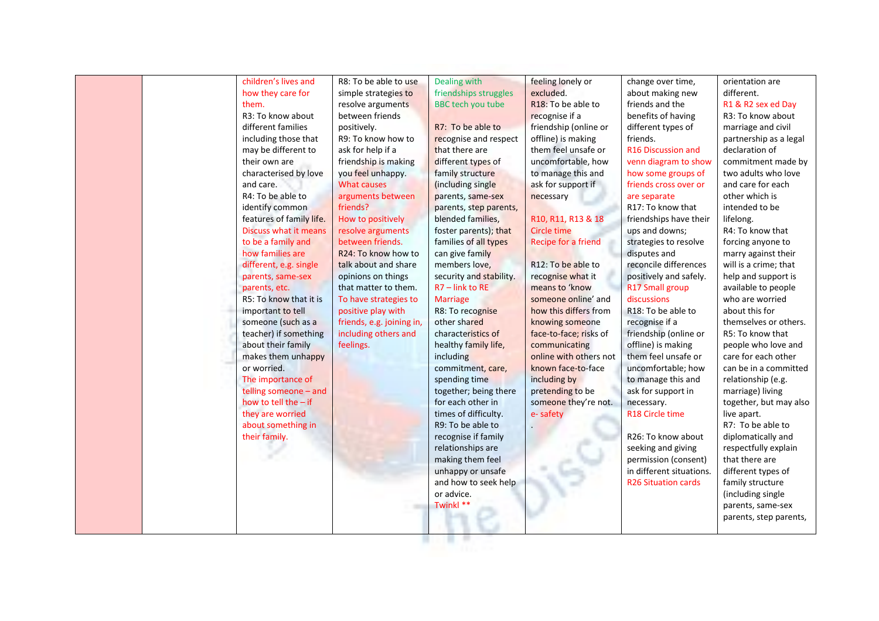|  |  |  |  |  |  |  |  |
|---|---|---|---|---|---|---|---|
|  |  | children's lives and how they care for them.<br>R3: To know about different families including those that may be different to their own are characterised by love and care.<br>R4: To be able to identify common features of family life.<br>Discuss what it means to be a family and how families are different, e.g. single parents, same-sex parents, etc.<br>R5: To know that it is important to tell someone (such as a teacher) if something about their family makes them unhappy or worried.<br>The importance of telling someone – and how to tell the – if they are worried about something in their family. | R8: To be able to use simple strategies to resolve arguments between friends positively.<br>R9: To know how to ask for help if a friendship is making you feel unhappy.<br>What causes arguments between friends?<br>How to positively resolve arguments between friends.<br>R24: To know how to talk about and share opinions on things that matter to them.<br>To have strategies to positive play with friends, e.g. joining in, including others and feelings. | Dealing with friendships struggles<br>BBC tech you tube<br><br>R7: To be able to recognise and respect that there are different types of family structure (including single parents, same-sex parents, step parents, blended families, foster parents); that families of all types can give family members love, security and stability.<br>R7 – link to RE Marriage<br>R8: To recognise other shared characteristics of healthy family life, including commitment, care, spending time together; being there for each other in times of difficulty.<br>R9: To be able to recognise if family relationships are making them feel unhappy or unsafe and how to seek help or advice.<br>Twinkl ** | feeling lonely or excluded.<br>R18: To be able to recognise if a friendship (online or offline) is making them feel unsafe or uncomfortable, how to manage this and ask for support if necessary<br><br>R10, R11, R13 & 18 Circle time<br>Recipe for a friend<br><br>R12: To be able to recognise what it means to 'know someone online' and how this differs from knowing someone face-to-face; risks of communicating online with others not known face-to-face including by pretending to be someone they're not.<br>e- safety<br>. | change over time, about making new friends and the benefits of having different types of friends.<br>R16 Discussion and venn diagram to show how some groups of friends cross over or are separate<br>R17: To know that friendships have their ups and downs; strategies to resolve disputes and reconcile differences positively and safely.<br>R17 Small group discussions<br>R18: To be able to recognise if a friendship (online or offline) is making them feel unsafe or uncomfortable; how to manage this and ask for support in necessary.<br>R18 Circle time<br><br>R26: To know about seeking and giving permission (consent) in different situations.<br>R26 Situation cards | orientation are different.<br>R1 & R2 sex ed Day<br>R3: To know about marriage and civil partnership as a legal declaration of commitment made by two adults who love and care for each other which is intended to be lifelong.<br>R4: To know that forcing anyone to marry against their will is a crime; that help and support is available to people who are worried about this for themselves or others.<br>R5: To know that people who love and care for each other can be in a committed relationship (e.g. marriage) living together, but may also live apart.<br>R7: To be able to diplomatically and respectfully explain that there are different types of family structure (including single parents, same-sex parents, step parents, |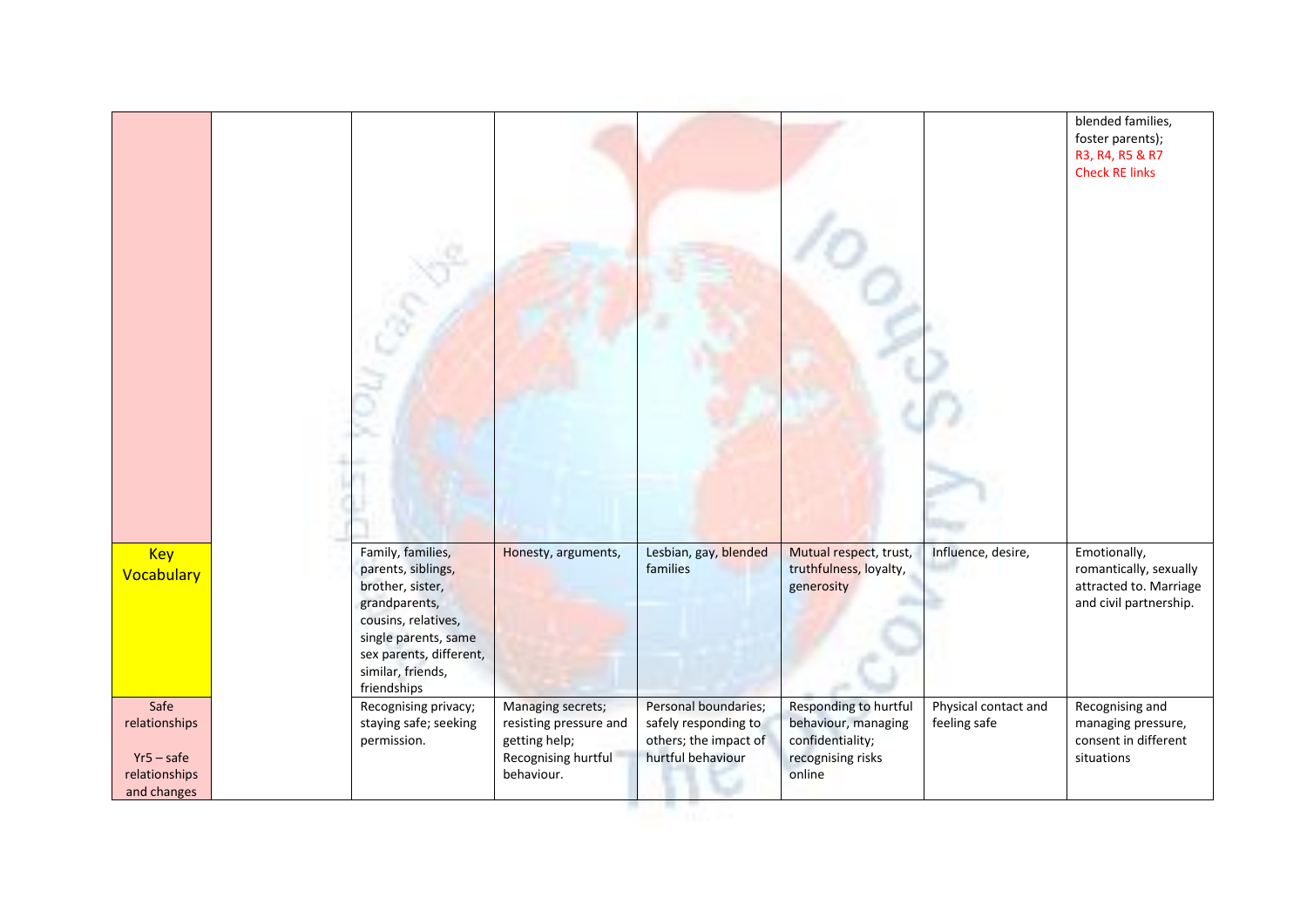|  |  |  |  |  |  |  |  |
|---|---|---|---|---|---|---|---|
|  |  |  |  |  |  |  | blended families, foster parents); R3, R4, R5 & R7 Check RE links |
| Key Vocabulary |  | Family, families, parents, siblings, brother, sister, grandparents, cousins, relatives, single parents, same sex parents, different, similar, friends, friendships | Honesty, arguments, | Lesbian, gay, blended families | Mutual respect, trust, truthfulness, loyalty, generosity | Influence, desire, | Emotionally, romantically, sexually attracted to. Marriage and civil partnership. |
| Safe relationships<br><br>Yr5 – safe relationships and changes |  | Recognising privacy; staying safe; seeking permission. | Managing secrets; resisting pressure and getting help; Recognising hurtful behaviour. | Personal boundaries; safely responding to others; the impact of hurtful behaviour | Responding to hurtful behaviour, managing confidentiality; recognising risks online | Physical contact and feeling safe | Recognising and managing pressure, consent in different situations |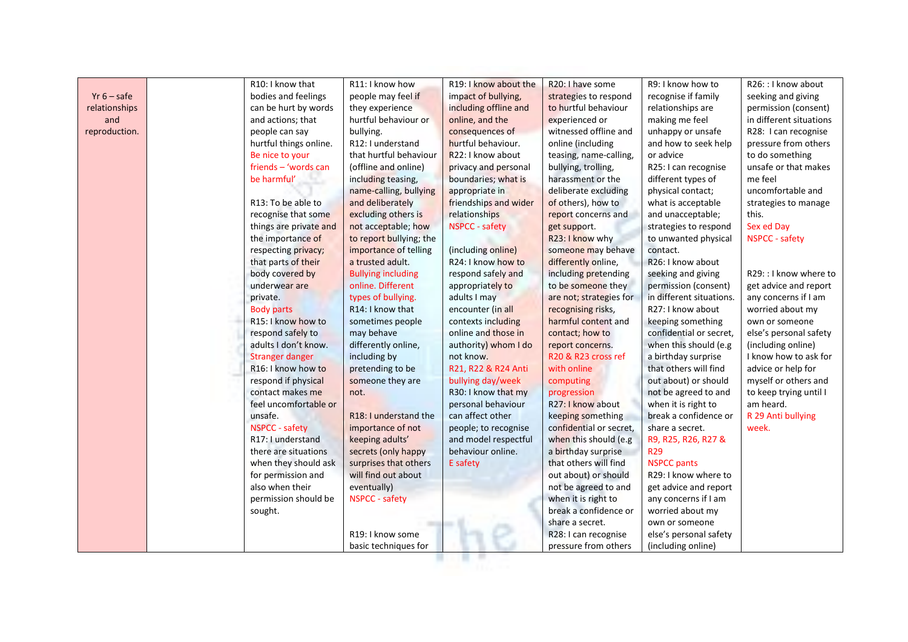| Yr 6 – safe relationships and reproduction. | | R10: I know that bodies and feelings can be hurt by words and actions; that people can say hurtful things online. Be nice to your friends – 'words can be harmful'<br><br>R13: To be able to recognise that some things are private and the importance of respecting privacy; that parts of their body covered by underwear are private. Body parts<br>R15: I know how to respond safely to adults I don't know. Stranger danger<br>R16: I know how to respond if physical contact makes me feel uncomfortable or unsafe. NSPCC - safety<br>R17: I understand there are situations when they should ask for permission and also when their permission should be sought. | R11: I know how people may feel if they experience hurtful behaviour or bullying.<br>R12: I understand that hurtful behaviour (offline and online) including teasing, name-calling, bullying and deliberately excluding others is not acceptable; how to report bullying; the importance of telling a trusted adult. Bullying including online. Different types of bullying.<br>R14: I know that sometimes people may behave differently online, including by pretending to be someone they are not.<br><br>R18: I understand the importance of not keeping adults' secrets (only happy surprises that others will find out about eventually) NSPCC - safety<br><br>R19: I know some basic techniques for | R19: I know about the impact of bullying, including offline and online, and the consequences of hurtful behaviour.<br>R22: I know about privacy and personal boundaries; what is appropriate in friendships and wider relationships NSPCC - safety<br><br>(including online)<br>R24: I know how to respond safely and appropriately to adults I may encounter (in all contexts including online and those in authority) whom I do not know.<br>R21, R22 & R24 Anti bullying day/week<br>R30: I know that my personal behaviour can affect other people; to recognise and model respectful behaviour online.<br>E safety | R20: I have some strategies to respond to hurtful behaviour experienced or witnessed offline and online (including teasing, name-calling, bullying, trolling, harassment or the deliberate excluding of others), how to report concerns and get support.<br>R23: I know why someone may behave differently online, including pretending to be someone they are not; strategies for recognising risks, harmful content and contact; how to report concerns.<br>R20 & R23 cross ref with online computing progression<br>R27: I know about keeping something confidential or secret, when this should (e.g a birthday surprise that others will find out about) or should not be agreed to and when it is right to break a confidence or share a secret.<br>R28: I can recognise pressure from others | R9: I know how to recognise if family relationships are making me feel unhappy or unsafe and how to seek help or advice<br>R25: I can recognise different types of physical contact; what is acceptable and unacceptable; strategies to respond to unwanted physical contact.<br>R26: I know about seeking and giving permission (consent) in different situations.<br>R27: I know about keeping something confidential or secret, when this should (e.g a birthday surprise that others will find out about) or should not be agreed to and when it is right to break a confidence or share a secret.<br>R9, R25, R26, R27 & R29<br>NSPCC pants<br>R29: I know where to get advice and report any concerns if I am worried about my own or someone else's personal safety (including online) | R26: : I know about seeking and giving permission (consent) in different situations<br>R28: I can recognise pressure from others to do something unsafe or that makes me feel uncomfortable and strategies to manage this.<br>Sex ed Day<br>NSPCC - safety<br><br>R29: : I know where to get advice and report any concerns if I am worried about my own or someone else's personal safety (including online)<br>I know how to ask for advice or help for myself or others and to keep trying until I am heard.<br>R 29 Anti bullying week. |
|---|---|---|---|---|---|---|---|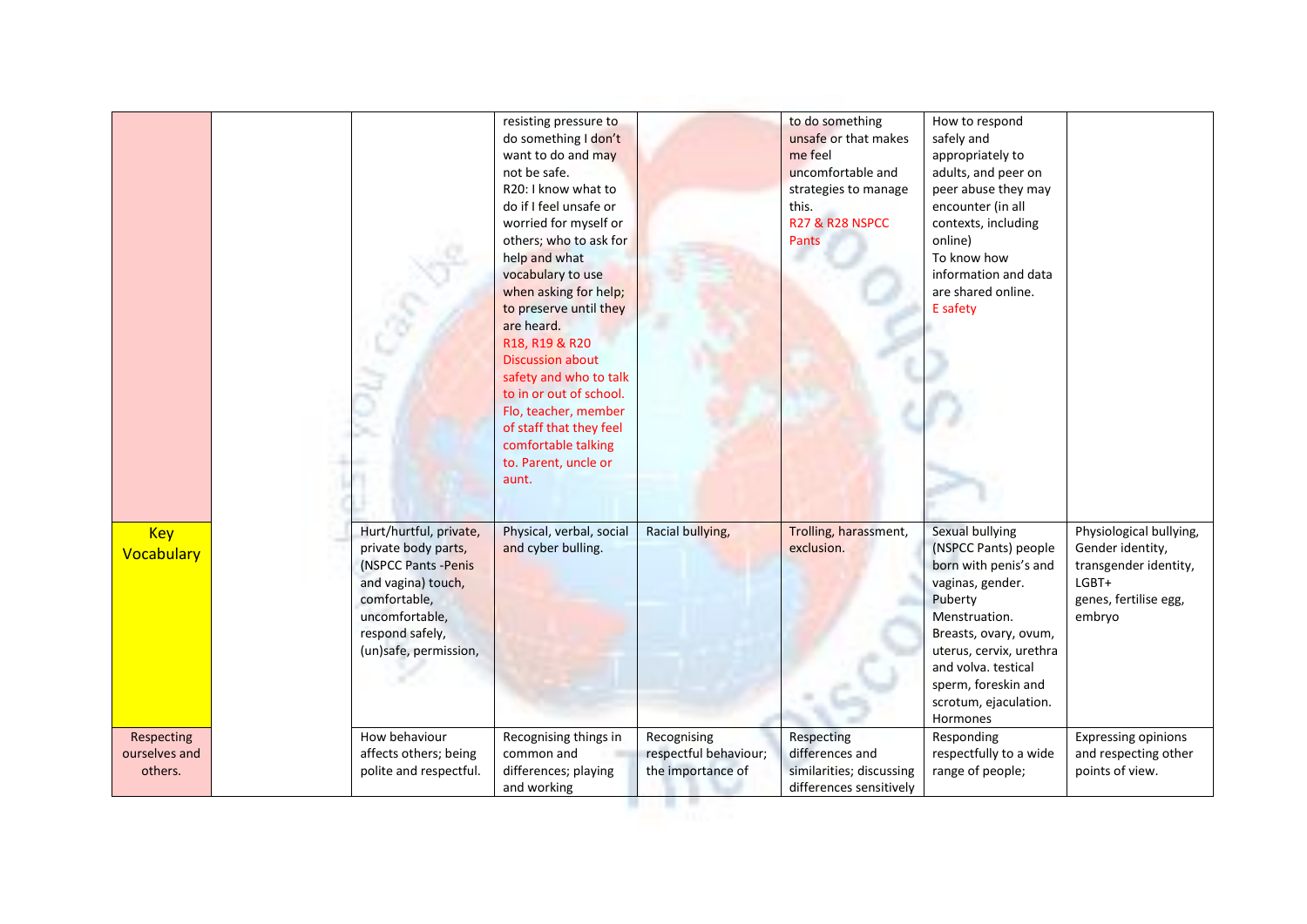| | | | | | | | |
|---|---|---|---|---|---|---|---|
| | | | resisting pressure to do something I don't want to do and may not be safe. R20: I know what to do if I feel unsafe or worried for myself or others; who to ask for help and what vocabulary to use when asking for help; to preserve until they are heard. R18, R19 & R20 Discussion about safety and who to talk to in or out of school. Flo, teacher, member of staff that they feel comfortable talking to. Parent, uncle or aunt. | | to do something unsafe or that makes me feel uncomfortable and strategies to manage this. R27 & R28 NSPCC Pants | How to respond safely and appropriately to adults, and peer on peer abuse they may encounter (in all contexts, including online) To know how information and data are shared online. E safety | |
| Key Vocabulary | | Hurt/hurtful, private, private body parts, (NSPCC Pants -Penis and vagina) touch, comfortable, uncomfortable, respond safely, (un)safe, permission, | Physical, verbal, social and cyber bulling. | Racial bullying, | Trolling, harassment, exclusion. | Sexual bullying (NSPCC Pants) people born with penis's and vaginas, gender. Puberty Menstruation. Breasts, ovary, ovum, uterus, cervix, urethra and volva. testical sperm, foreskin and scrotum, ejaculation. Hormones | Physiological bullying, Gender identity, transgender identity, LGBT+ genes, fertilise egg, embryo |
| Respecting ourselves and others. | | How behaviour affects others; being polite and respectful. | Recognising things in common and differences; playing and working | Recognising respectful behaviour; the importance of | Respecting differences and similarities; discussing differences sensitively | Responding respectfully to a wide range of people; | Expressing opinions and respecting other points of view. |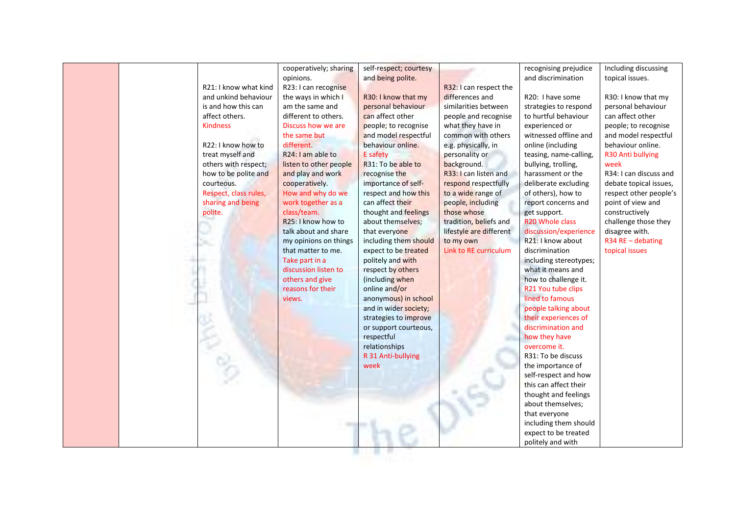| | | | | | | | |
|---|---|---|---|---|---|---|---|
| | | R21: I know what kind and unkind behaviour is and how this can affect others. Kindness<br><br>R22: I know how to treat myself and others with respect; how to be polite and courteous. Respect, class rules, sharing and being polite. | cooperatively; sharing opinions.<br>R23: I can recognise the ways in which I am the same and different to others. Discuss how we are the same but different.<br>R24: I am able to listen to other people and play and work cooperatively. How and why do we work together as a class/team.<br>R25: I know how to talk about and share my opinions on things that matter to me. Take part in a discussion listen to others and give reasons for their views. | self-respect; courtesy and being polite.<br><br>R30: I know that my personal behaviour can affect other people; to recognise and model respectful behaviour online. E safety<br>R31: To be able to recognise the importance of self-respect and how this can affect their thought and feelings about themselves; that everyone including them should expect to be treated politely and with respect by others (including when online and/or anonymous) in school and in wider society; strategies to improve or support courteous, respectful relationships<br>R 31 Anti-bullying week | R32: I can respect the differences and similarities between people and recognise what they have in common with others e.g. physically, in personality or background.<br>R33: I can listen and respond respectfully to a wide range of people, including those whose tradition, beliefs and lifestyle are different to my own<br>Link to RE curriculum | recognising prejudice and discrimination<br><br>R20: I have some strategies to respond to hurtful behaviour experienced or witnessed offline and online (including teasing, name-calling, bullying, trolling, harassment or the deliberate excluding of others), how to report concerns and get support.<br>R20 Whole class discussion/experience<br>R21: I know about discrimination including stereotypes; what it means and how to challenge it.<br>R21 You tube clips lined to famous people talking about their experiences of discrimination and how they have overcome it.<br>R31: To be discuss the importance of self-respect and how this can affect their thought and feelings about themselves; that everyone including them should expect to be treated politely and with | Including discussing topical issues.<br><br>R30: I know that my personal behaviour can affect other people; to recognise and model respectful behaviour online.<br>R30 Anti bullying week<br>R34: I can discuss and debate topical issues, respect other people's point of view and constructively challenge those they disagree with.<br>R34 RE – debating topical issues |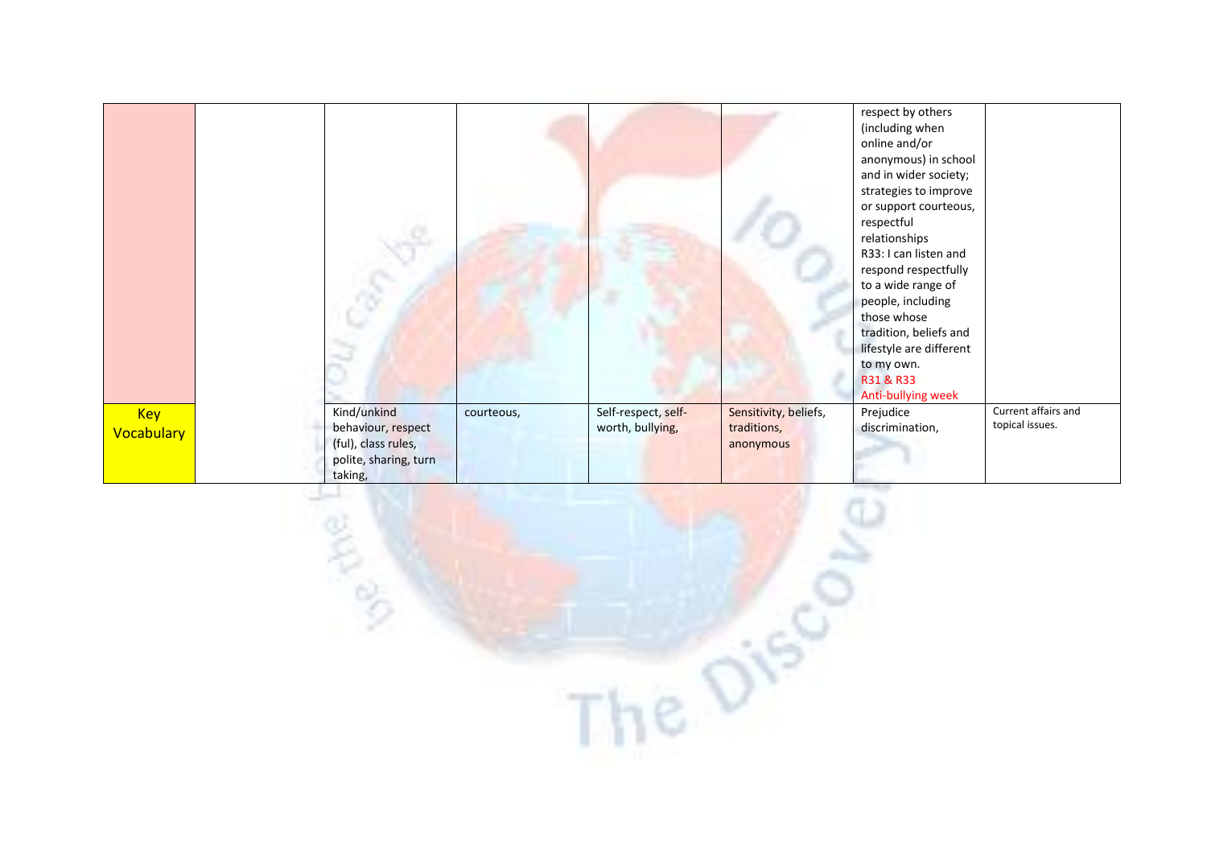| | | | | | | | |
|---|---|---|---|---|---|---|---|
| | | | | | | respect by others (including when online and/or anonymous) in school and in wider society; strategies to improve or support courteous, respectful relationships<br>R33: I can listen and respond respectfully to a wide range of people, including those whose tradition, beliefs and lifestyle are different to my own.<br>R31 & R33<br>Anti-bullying week | |
| Key Vocabulary | | Kind/unkind behaviour, respect (ful), class rules, polite, sharing, turn taking, | courteous, | Self-respect, self-worth, bullying, | Sensitivity, beliefs, traditions, anonymous | Prejudice discrimination, | Current affairs and topical issues. |